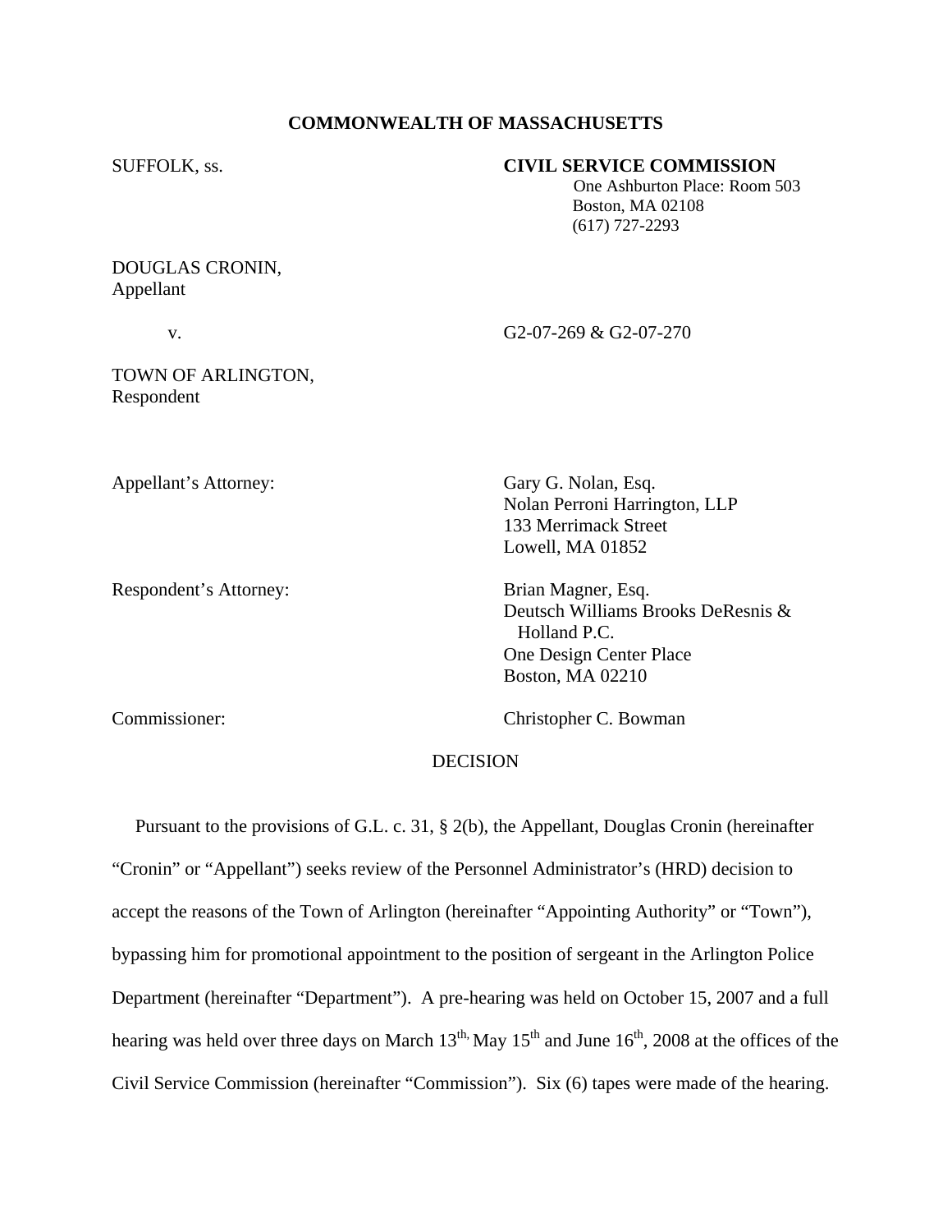**COMMONWEALTH OF MASSACHUSETTS**

SUFFOLK, ss.

**CIVIL SERVICE COMMISSION**
One Ashburton Place: Room 503
Boston, MA 02108
(617) 727-2293

DOUGLAS CRONIN,
Appellant

v.

G2-07-269 & G2-07-270

TOWN OF ARLINGTON,
Respondent

Appellant's Attorney:

Gary G. Nolan, Esq.
Nolan Perroni Harrington, LLP
133 Merrimack Street
Lowell, MA 01852

Respondent's Attorney:

Brian Magner, Esq.
Deutsch Williams Brooks DeResnis & Holland P.C.
One Design Center Place
Boston, MA 02210

Commissioner:

Christopher C. Bowman

DECISION

Pursuant to the provisions of G.L. c. 31, § 2(b), the Appellant, Douglas Cronin (hereinafter "Cronin" or "Appellant") seeks review of the Personnel Administrator's (HRD) decision to accept the reasons of the Town of Arlington (hereinafter "Appointing Authority" or "Town"), bypassing him for promotional appointment to the position of sergeant in the Arlington Police Department (hereinafter "Department"). A pre-hearing was held on October 15, 2007 and a full hearing was held over three days on March 13th, May 15th and June 16th, 2008 at the offices of the Civil Service Commission (hereinafter "Commission"). Six (6) tapes were made of the hearing.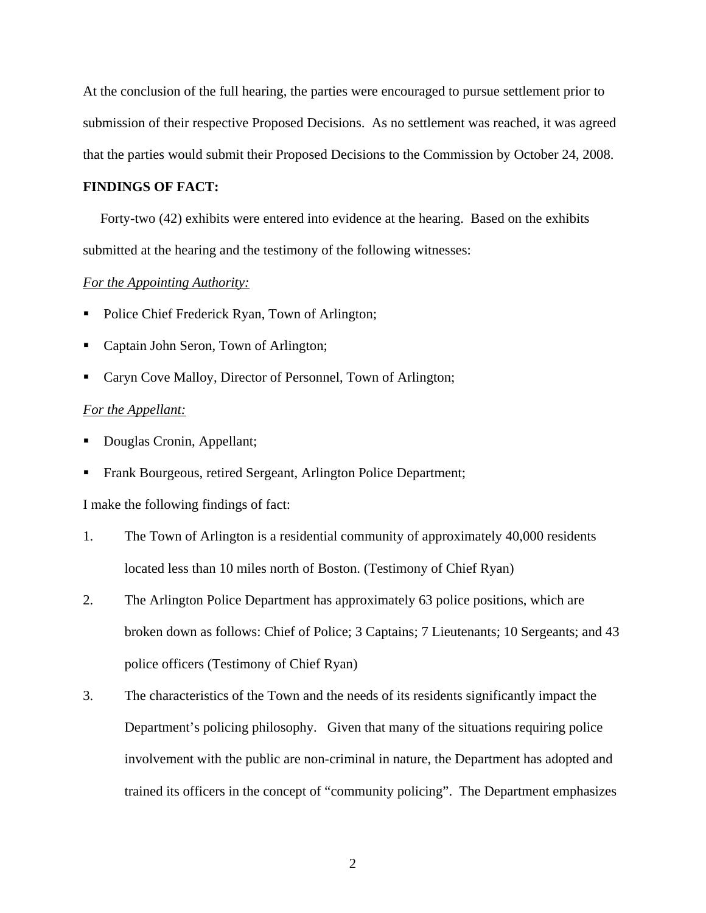At the conclusion of the full hearing, the parties were encouraged to pursue settlement prior to submission of their respective Proposed Decisions. As no settlement was reached, it was agreed that the parties would submit their Proposed Decisions to the Commission by October 24, 2008.

**FINDINGS OF FACT:**

Forty-two (42) exhibits were entered into evidence at the hearing. Based on the exhibits submitted at the hearing and the testimony of the following witnesses:

*For the Appointing Authority:*

- Police Chief Frederick Ryan, Town of Arlington;
- Captain John Seron, Town of Arlington;
- Caryn Cove Malloy, Director of Personnel, Town of Arlington;

*For the Appellant:*

- Douglas Cronin, Appellant;
- Frank Bourgeous, retired Sergeant, Arlington Police Department;

I make the following findings of fact:

1. The Town of Arlington is a residential community of approximately 40,000 residents located less than 10 miles north of Boston. (Testimony of Chief Ryan)
2. The Arlington Police Department has approximately 63 police positions, which are broken down as follows: Chief of Police; 3 Captains; 7 Lieutenants; 10 Sergeants; and 43 police officers (Testimony of Chief Ryan)
3. The characteristics of the Town and the needs of its residents significantly impact the Department's policing philosophy. Given that many of the situations requiring police involvement with the public are non-criminal in nature, the Department has adopted and trained its officers in the concept of "community policing". The Department emphasizes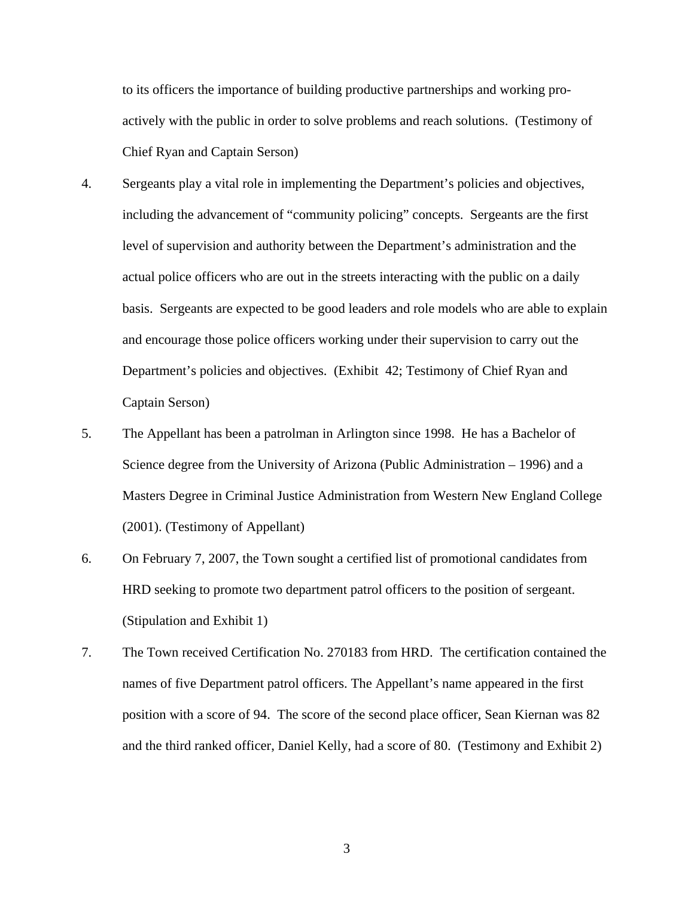to its officers the importance of building productive partnerships and working pro-actively with the public in order to solve problems and reach solutions. (Testimony of Chief Ryan and Captain Serson)

4. Sergeants play a vital role in implementing the Department's policies and objectives, including the advancement of "community policing" concepts. Sergeants are the first level of supervision and authority between the Department's administration and the actual police officers who are out in the streets interacting with the public on a daily basis. Sergeants are expected to be good leaders and role models who are able to explain and encourage those police officers working under their supervision to carry out the Department's policies and objectives. (Exhibit 42; Testimony of Chief Ryan and Captain Serson)

5. The Appellant has been a patrolman in Arlington since 1998. He has a Bachelor of Science degree from the University of Arizona (Public Administration – 1996) and a Masters Degree in Criminal Justice Administration from Western New England College (2001). (Testimony of Appellant)

6. On February 7, 2007, the Town sought a certified list of promotional candidates from HRD seeking to promote two department patrol officers to the position of sergeant. (Stipulation and Exhibit 1)

7. The Town received Certification No. 270183 from HRD. The certification contained the names of five Department patrol officers. The Appellant's name appeared in the first position with a score of 94. The score of the second place officer, Sean Kiernan was 82 and the third ranked officer, Daniel Kelly, had a score of 80. (Testimony and Exhibit 2)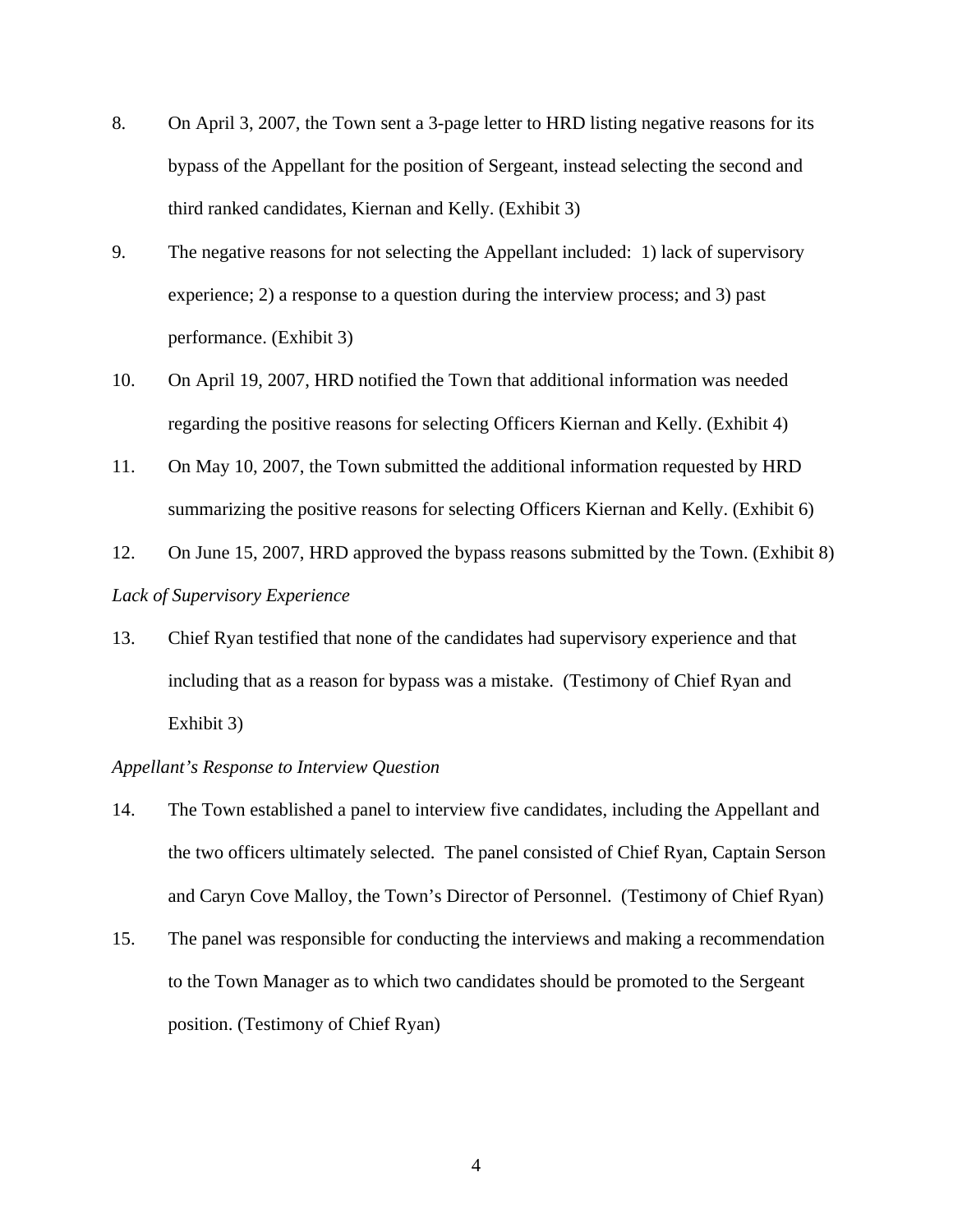8. On April 3, 2007, the Town sent a 3-page letter to HRD listing negative reasons for its bypass of the Appellant for the position of Sergeant, instead selecting the second and third ranked candidates, Kiernan and Kelly. (Exhibit 3)

9. The negative reasons for not selecting the Appellant included: 1) lack of supervisory experience; 2) a response to a question during the interview process; and 3) past performance. (Exhibit 3)

10. On April 19, 2007, HRD notified the Town that additional information was needed regarding the positive reasons for selecting Officers Kiernan and Kelly. (Exhibit 4)

11. On May 10, 2007, the Town submitted the additional information requested by HRD summarizing the positive reasons for selecting Officers Kiernan and Kelly. (Exhibit 6)

12. On June 15, 2007, HRD approved the bypass reasons submitted by the Town. (Exhibit 8)

*Lack of Supervisory Experience*

13. Chief Ryan testified that none of the candidates had supervisory experience and that including that as a reason for bypass was a mistake. (Testimony of Chief Ryan and Exhibit 3)

*Appellant's Response to Interview Question*

14. The Town established a panel to interview five candidates, including the Appellant and the two officers ultimately selected. The panel consisted of Chief Ryan, Captain Serson and Caryn Cove Malloy, the Town's Director of Personnel. (Testimony of Chief Ryan)

15. The panel was responsible for conducting the interviews and making a recommendation to the Town Manager as to which two candidates should be promoted to the Sergeant position. (Testimony of Chief Ryan)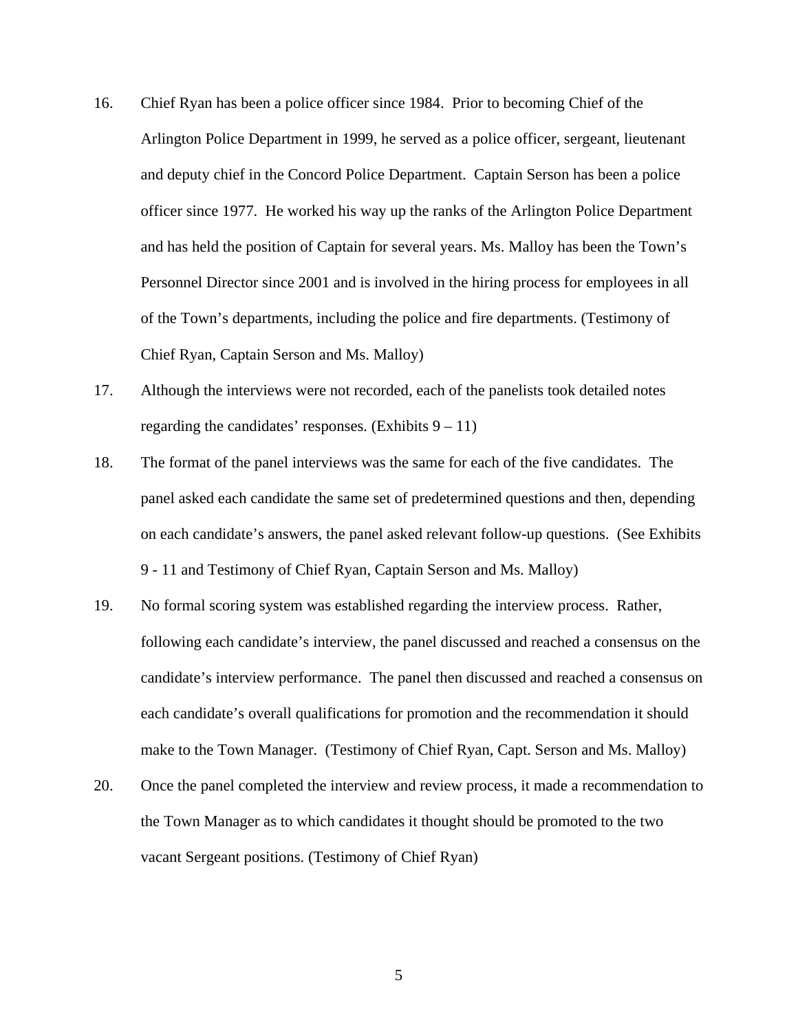16. Chief Ryan has been a police officer since 1984. Prior to becoming Chief of the Arlington Police Department in 1999, he served as a police officer, sergeant, lieutenant and deputy chief in the Concord Police Department. Captain Serson has been a police officer since 1977. He worked his way up the ranks of the Arlington Police Department and has held the position of Captain for several years. Ms. Malloy has been the Town's Personnel Director since 2001 and is involved in the hiring process for employees in all of the Town's departments, including the police and fire departments. (Testimony of Chief Ryan, Captain Serson and Ms. Malloy)

17. Although the interviews were not recorded, each of the panelists took detailed notes regarding the candidates' responses. (Exhibits 9 – 11)

18. The format of the panel interviews was the same for each of the five candidates. The panel asked each candidate the same set of predetermined questions and then, depending on each candidate's answers, the panel asked relevant follow-up questions. (See Exhibits 9 - 11 and Testimony of Chief Ryan, Captain Serson and Ms. Malloy)

19. No formal scoring system was established regarding the interview process. Rather, following each candidate's interview, the panel discussed and reached a consensus on the candidate's interview performance. The panel then discussed and reached a consensus on each candidate's overall qualifications for promotion and the recommendation it should make to the Town Manager. (Testimony of Chief Ryan, Capt. Serson and Ms. Malloy)

20. Once the panel completed the interview and review process, it made a recommendation to the Town Manager as to which candidates it thought should be promoted to the two vacant Sergeant positions. (Testimony of Chief Ryan)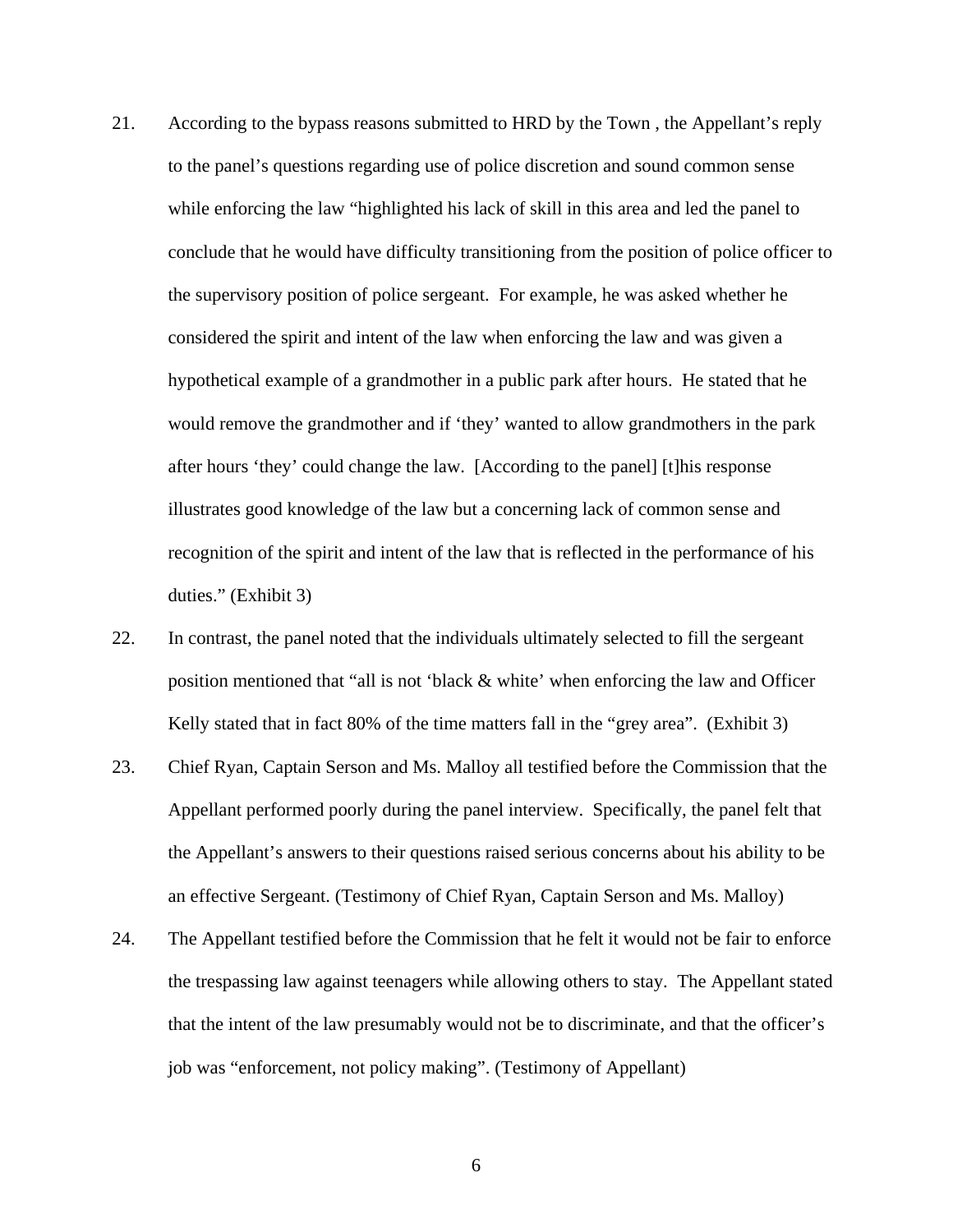21. According to the bypass reasons submitted to HRD by the Town , the Appellant's reply to the panel's questions regarding use of police discretion and sound common sense while enforcing the law "highlighted his lack of skill in this area and led the panel to conclude that he would have difficulty transitioning from the position of police officer to the supervisory position of police sergeant. For example, he was asked whether he considered the spirit and intent of the law when enforcing the law and was given a hypothetical example of a grandmother in a public park after hours. He stated that he would remove the grandmother and if 'they' wanted to allow grandmothers in the park after hours 'they' could change the law. [According to the panel] [t]his response illustrates good knowledge of the law but a concerning lack of common sense and recognition of the spirit and intent of the law that is reflected in the performance of his duties." (Exhibit 3)

22. In contrast, the panel noted that the individuals ultimately selected to fill the sergeant position mentioned that "all is not 'black & white' when enforcing the law and Officer Kelly stated that in fact 80% of the time matters fall in the "grey area". (Exhibit 3)

23. Chief Ryan, Captain Serson and Ms. Malloy all testified before the Commission that the Appellant performed poorly during the panel interview. Specifically, the panel felt that the Appellant's answers to their questions raised serious concerns about his ability to be an effective Sergeant. (Testimony of Chief Ryan, Captain Serson and Ms. Malloy)

24. The Appellant testified before the Commission that he felt it would not be fair to enforce the trespassing law against teenagers while allowing others to stay. The Appellant stated that the intent of the law presumably would not be to discriminate, and that the officer's job was "enforcement, not policy making". (Testimony of Appellant)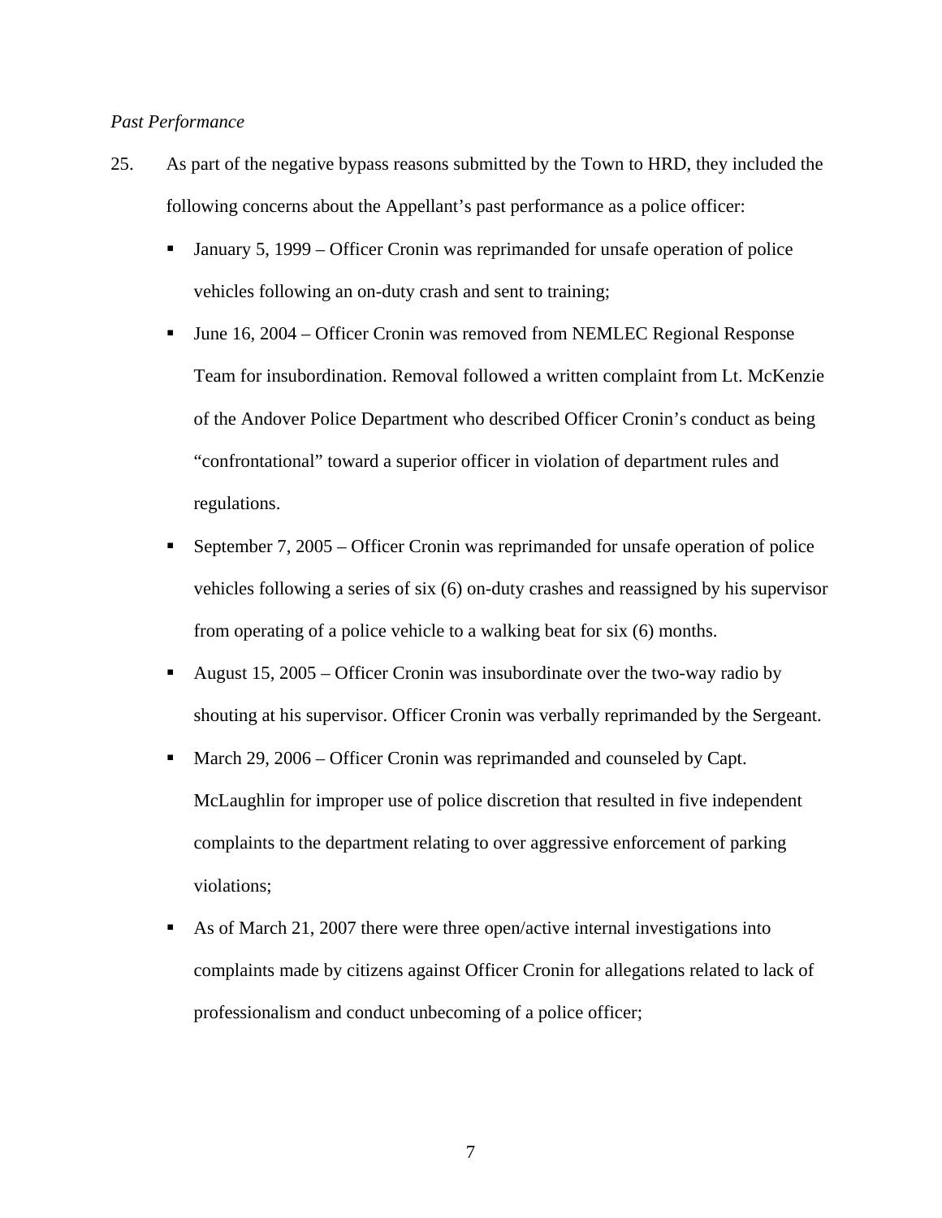*Past Performance*

25. As part of the negative bypass reasons submitted by the Town to HRD, they included the following concerns about the Appellant's past performance as a police officer:

 - January 5, 1999 – Officer Cronin was reprimanded for unsafe operation of police vehicles following an on-duty crash and sent to training;
 - June 16, 2004 – Officer Cronin was removed from NEMLEC Regional Response Team for insubordination. Removal followed a written complaint from Lt. McKenzie of the Andover Police Department who described Officer Cronin's conduct as being "confrontational" toward a superior officer in violation of department rules and regulations.
 - September 7, 2005 – Officer Cronin was reprimanded for unsafe operation of police vehicles following a series of six (6) on-duty crashes and reassigned by his supervisor from operating of a police vehicle to a walking beat for six (6) months.
 - August 15, 2005 – Officer Cronin was insubordinate over the two-way radio by shouting at his supervisor. Officer Cronin was verbally reprimanded by the Sergeant.
 - March 29, 2006 – Officer Cronin was reprimanded and counseled by Capt. McLaughlin for improper use of police discretion that resulted in five independent complaints to the department relating to over aggressive enforcement of parking violations;
 - As of March 21, 2007 there were three open/active internal investigations into complaints made by citizens against Officer Cronin for allegations related to lack of professionalism and conduct unbecoming of a police officer;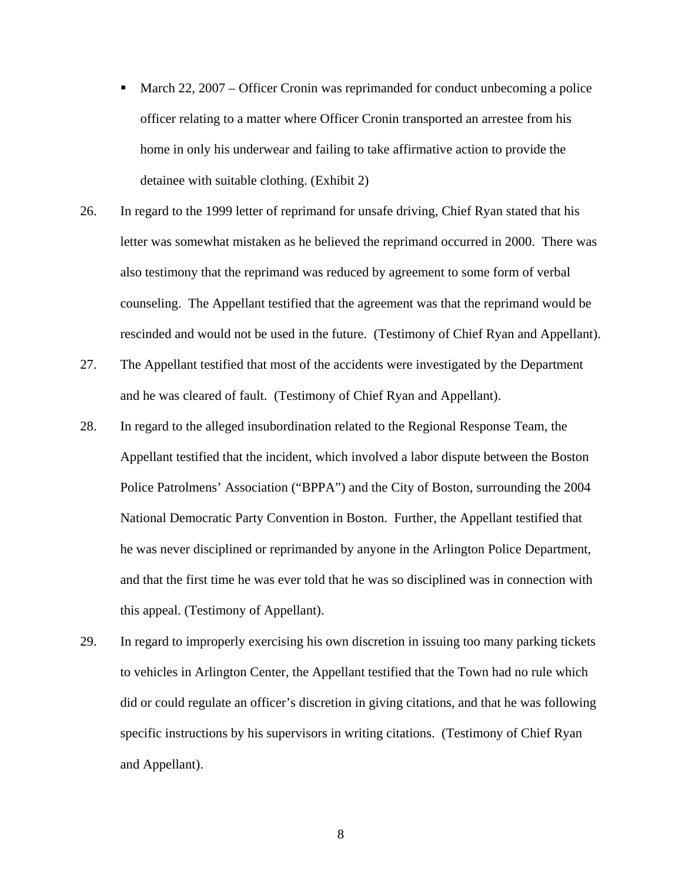- March 22, 2007 – Officer Cronin was reprimanded for conduct unbecoming a police officer relating to a matter where Officer Cronin transported an arrestee from his home in only his underwear and failing to take affirmative action to provide the detainee with suitable clothing. (Exhibit 2)

26. In regard to the 1999 letter of reprimand for unsafe driving, Chief Ryan stated that his letter was somewhat mistaken as he believed the reprimand occurred in 2000. There was also testimony that the reprimand was reduced by agreement to some form of verbal counseling. The Appellant testified that the agreement was that the reprimand would be rescinded and would not be used in the future. (Testimony of Chief Ryan and Appellant).

27. The Appellant testified that most of the accidents were investigated by the Department and he was cleared of fault. (Testimony of Chief Ryan and Appellant).

28. In regard to the alleged insubordination related to the Regional Response Team, the Appellant testified that the incident, which involved a labor dispute between the Boston Police Patrolmens' Association ("BPPA") and the City of Boston, surrounding the 2004 National Democratic Party Convention in Boston. Further, the Appellant testified that he was never disciplined or reprimanded by anyone in the Arlington Police Department, and that the first time he was ever told that he was so disciplined was in connection with this appeal. (Testimony of Appellant).

29. In regard to improperly exercising his own discretion in issuing too many parking tickets to vehicles in Arlington Center, the Appellant testified that the Town had no rule which did or could regulate an officer's discretion in giving citations, and that he was following specific instructions by his supervisors in writing citations. (Testimony of Chief Ryan and Appellant).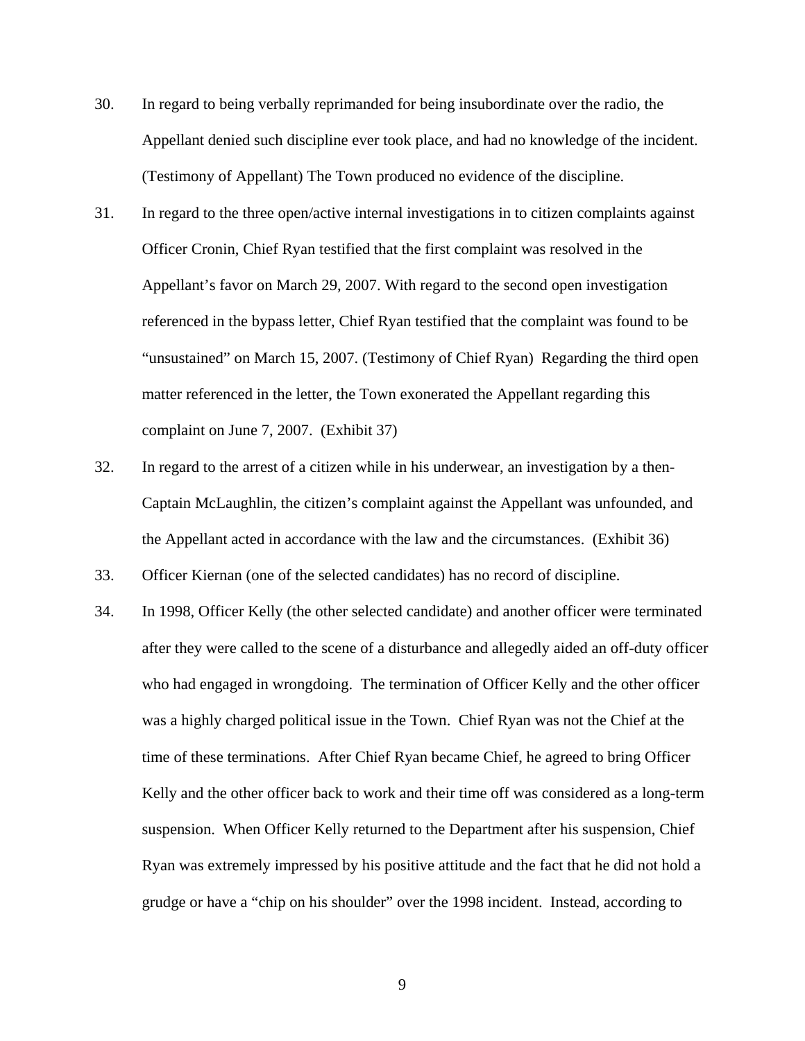30. In regard to being verbally reprimanded for being insubordinate over the radio, the Appellant denied such discipline ever took place, and had no knowledge of the incident. (Testimony of Appellant) The Town produced no evidence of the discipline.

31. In regard to the three open/active internal investigations in to citizen complaints against Officer Cronin, Chief Ryan testified that the first complaint was resolved in the Appellant's favor on March 29, 2007. With regard to the second open investigation referenced in the bypass letter, Chief Ryan testified that the complaint was found to be "unsustained" on March 15, 2007. (Testimony of Chief Ryan) Regarding the third open matter referenced in the letter, the Town exonerated the Appellant regarding this complaint on June 7, 2007. (Exhibit 37)

32. In regard to the arrest of a citizen while in his underwear, an investigation by a then-Captain McLaughlin, the citizen's complaint against the Appellant was unfounded, and the Appellant acted in accordance with the law and the circumstances. (Exhibit 36)

33. Officer Kiernan (one of the selected candidates) has no record of discipline.

34. In 1998, Officer Kelly (the other selected candidate) and another officer were terminated after they were called to the scene of a disturbance and allegedly aided an off-duty officer who had engaged in wrongdoing. The termination of Officer Kelly and the other officer was a highly charged political issue in the Town. Chief Ryan was not the Chief at the time of these terminations. After Chief Ryan became Chief, he agreed to bring Officer Kelly and the other officer back to work and their time off was considered as a long-term suspension. When Officer Kelly returned to the Department after his suspension, Chief Ryan was extremely impressed by his positive attitude and the fact that he did not hold a grudge or have a "chip on his shoulder" over the 1998 incident. Instead, according to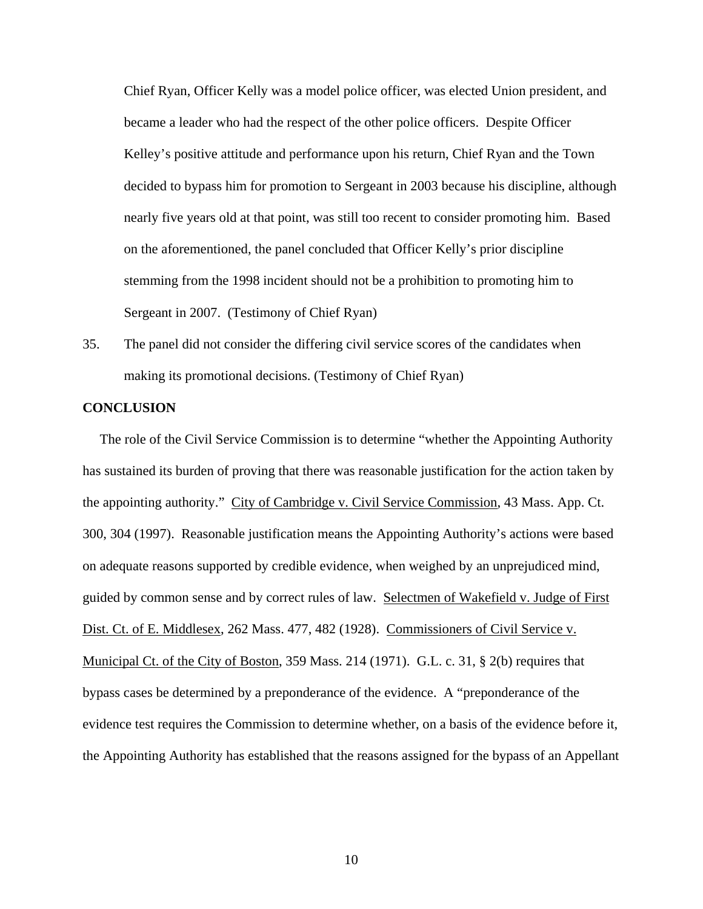Chief Ryan, Officer Kelly was a model police officer, was elected Union president, and became a leader who had the respect of the other police officers. Despite Officer Kelley's positive attitude and performance upon his return, Chief Ryan and the Town decided to bypass him for promotion to Sergeant in 2003 because his discipline, although nearly five years old at that point, was still too recent to consider promoting him. Based on the aforementioned, the panel concluded that Officer Kelly's prior discipline stemming from the 1998 incident should not be a prohibition to promoting him to Sergeant in 2007. (Testimony of Chief Ryan)

35. The panel did not consider the differing civil service scores of the candidates when making its promotional decisions. (Testimony of Chief Ryan)

**CONCLUSION**

The role of the Civil Service Commission is to determine "whether the Appointing Authority has sustained its burden of proving that there was reasonable justification for the action taken by the appointing authority." City of Cambridge v. Civil Service Commission, 43 Mass. App. Ct. 300, 304 (1997). Reasonable justification means the Appointing Authority's actions were based on adequate reasons supported by credible evidence, when weighed by an unprejudiced mind, guided by common sense and by correct rules of law. Selectmen of Wakefield v. Judge of First Dist. Ct. of E. Middlesex, 262 Mass. 477, 482 (1928). Commissioners of Civil Service v. Municipal Ct. of the City of Boston, 359 Mass. 214 (1971). G.L. c. 31, § 2(b) requires that bypass cases be determined by a preponderance of the evidence. A "preponderance of the evidence test requires the Commission to determine whether, on a basis of the evidence before it, the Appointing Authority has established that the reasons assigned for the bypass of an Appellant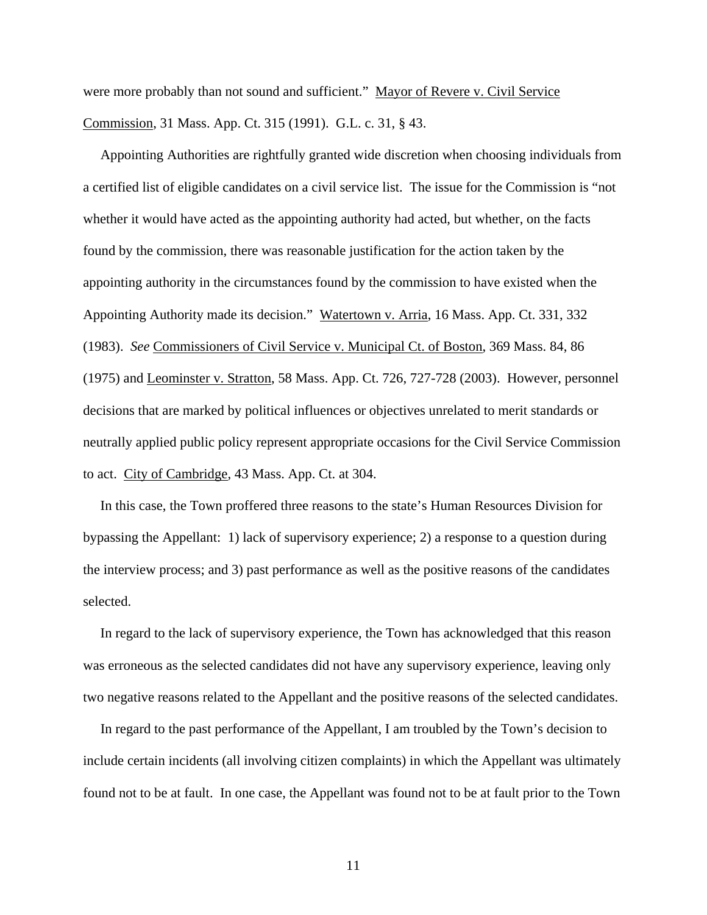were more probably than not sound and sufficient." Mayor of Revere v. Civil Service Commission, 31 Mass. App. Ct. 315 (1991). G.L. c. 31, § 43.

Appointing Authorities are rightfully granted wide discretion when choosing individuals from a certified list of eligible candidates on a civil service list. The issue for the Commission is "not whether it would have acted as the appointing authority had acted, but whether, on the facts found by the commission, there was reasonable justification for the action taken by the appointing authority in the circumstances found by the commission to have existed when the Appointing Authority made its decision." Watertown v. Arria, 16 Mass. App. Ct. 331, 332 (1983). *See* Commissioners of Civil Service v. Municipal Ct. of Boston, 369 Mass. 84, 86 (1975) and Leominster v. Stratton, 58 Mass. App. Ct. 726, 727-728 (2003). However, personnel decisions that are marked by political influences or objectives unrelated to merit standards or neutrally applied public policy represent appropriate occasions for the Civil Service Commission to act. City of Cambridge, 43 Mass. App. Ct. at 304.

In this case, the Town proffered three reasons to the state's Human Resources Division for bypassing the Appellant: 1) lack of supervisory experience; 2) a response to a question during the interview process; and 3) past performance as well as the positive reasons of the candidates selected.

In regard to the lack of supervisory experience, the Town has acknowledged that this reason was erroneous as the selected candidates did not have any supervisory experience, leaving only two negative reasons related to the Appellant and the positive reasons of the selected candidates.

In regard to the past performance of the Appellant, I am troubled by the Town's decision to include certain incidents (all involving citizen complaints) in which the Appellant was ultimately found not to be at fault. In one case, the Appellant was found not to be at fault prior to the Town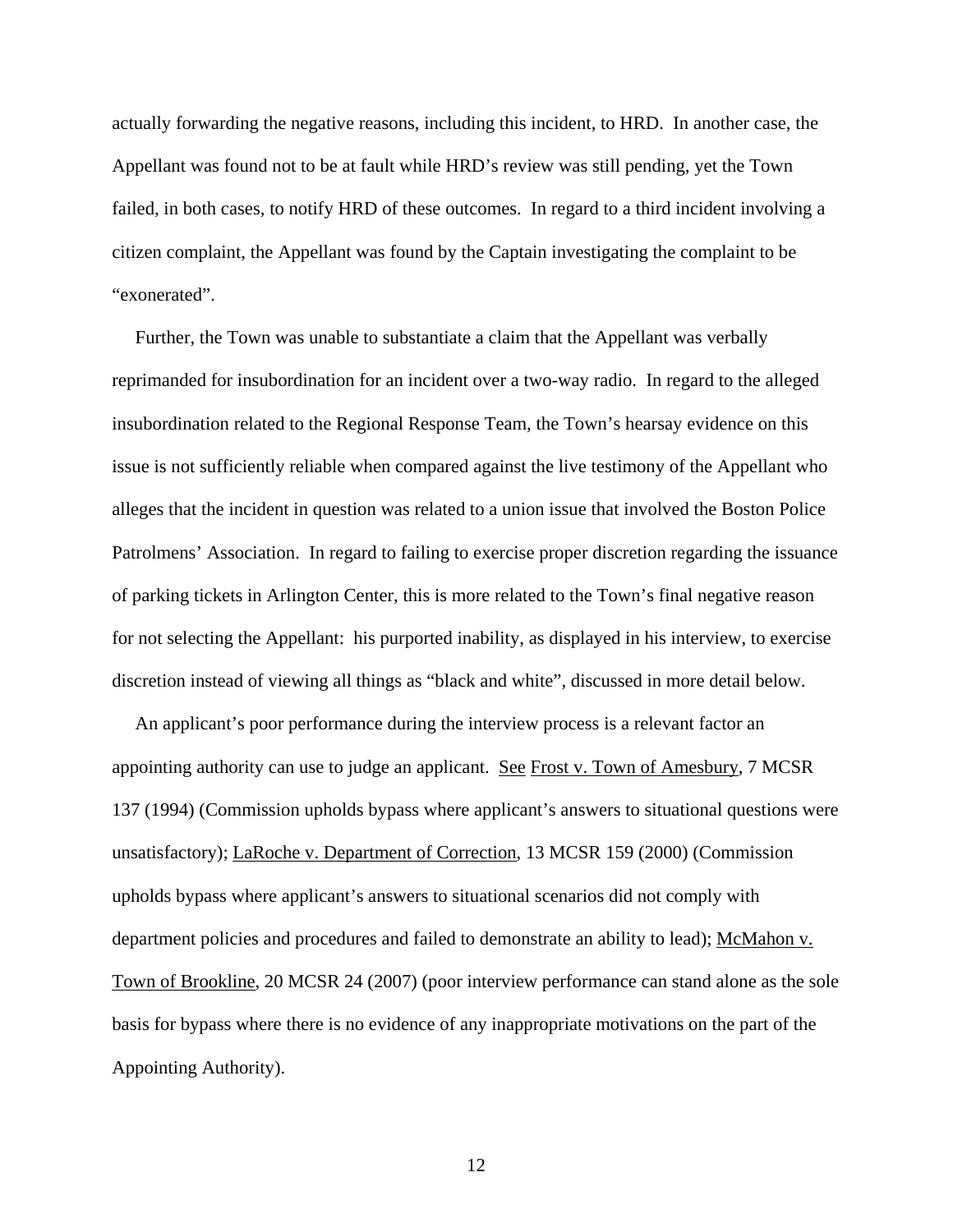actually forwarding the negative reasons, including this incident, to HRD. In another case, the Appellant was found not to be at fault while HRD's review was still pending, yet the Town failed, in both cases, to notify HRD of these outcomes. In regard to a third incident involving a citizen complaint, the Appellant was found by the Captain investigating the complaint to be "exonerated".

Further, the Town was unable to substantiate a claim that the Appellant was verbally reprimanded for insubordination for an incident over a two-way radio. In regard to the alleged insubordination related to the Regional Response Team, the Town's hearsay evidence on this issue is not sufficiently reliable when compared against the live testimony of the Appellant who alleges that the incident in question was related to a union issue that involved the Boston Police Patrolmens' Association. In regard to failing to exercise proper discretion regarding the issuance of parking tickets in Arlington Center, this is more related to the Town's final negative reason for not selecting the Appellant: his purported inability, as displayed in his interview, to exercise discretion instead of viewing all things as "black and white", discussed in more detail below.

An applicant's poor performance during the interview process is a relevant factor an appointing authority can use to judge an applicant. See Frost v. Town of Amesbury, 7 MCSR 137 (1994) (Commission upholds bypass where applicant's answers to situational questions were unsatisfactory); LaRoche v. Department of Correction, 13 MCSR 159 (2000) (Commission upholds bypass where applicant's answers to situational scenarios did not comply with department policies and procedures and failed to demonstrate an ability to lead); McMahon v. Town of Brookline, 20 MCSR 24 (2007) (poor interview performance can stand alone as the sole basis for bypass where there is no evidence of any inappropriate motivations on the part of the Appointing Authority).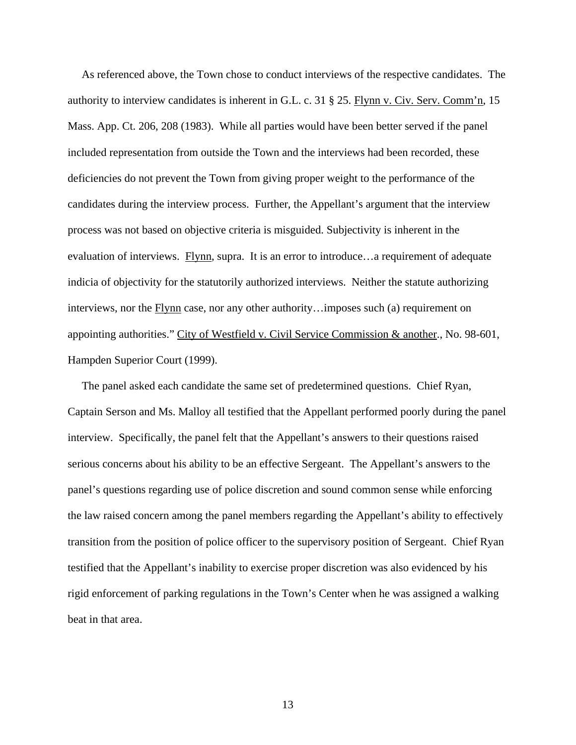As referenced above, the Town chose to conduct interviews of the respective candidates. The authority to interview candidates is inherent in G.L. c. 31 § 25. Flynn v. Civ. Serv. Comm'n, 15 Mass. App. Ct. 206, 208 (1983). While all parties would have been better served if the panel included representation from outside the Town and the interviews had been recorded, these deficiencies do not prevent the Town from giving proper weight to the performance of the candidates during the interview process. Further, the Appellant's argument that the interview process was not based on objective criteria is misguided. Subjectivity is inherent in the evaluation of interviews. Flynn, supra. It is an error to introduce…a requirement of adequate indicia of objectivity for the statutorily authorized interviews. Neither the statute authorizing interviews, nor the Flynn case, nor any other authority…imposes such (a) requirement on appointing authorities." City of Westfield v. Civil Service Commission & another., No. 98-601, Hampden Superior Court (1999).

The panel asked each candidate the same set of predetermined questions. Chief Ryan, Captain Serson and Ms. Malloy all testified that the Appellant performed poorly during the panel interview. Specifically, the panel felt that the Appellant's answers to their questions raised serious concerns about his ability to be an effective Sergeant. The Appellant's answers to the panel's questions regarding use of police discretion and sound common sense while enforcing the law raised concern among the panel members regarding the Appellant's ability to effectively transition from the position of police officer to the supervisory position of Sergeant. Chief Ryan testified that the Appellant's inability to exercise proper discretion was also evidenced by his rigid enforcement of parking regulations in the Town's Center when he was assigned a walking beat in that area.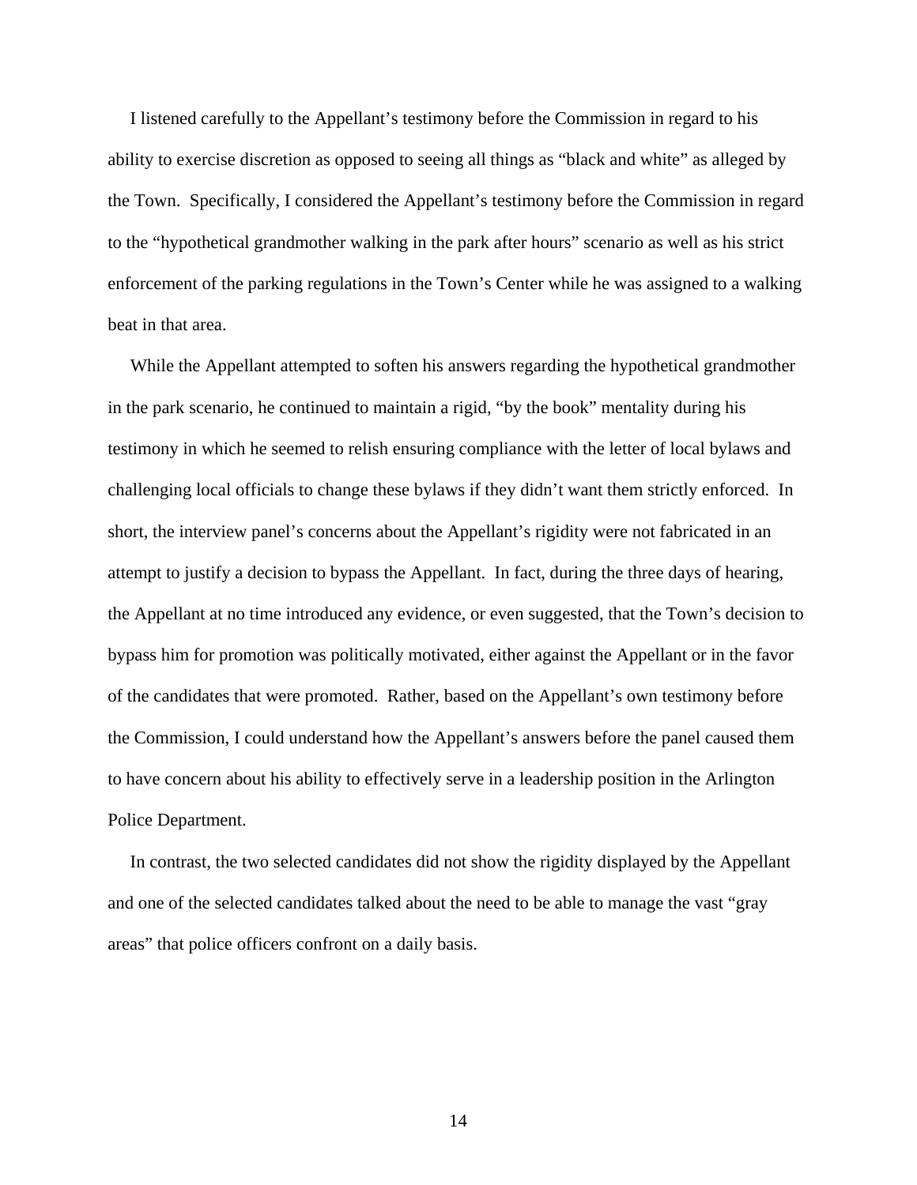I listened carefully to the Appellant's testimony before the Commission in regard to his ability to exercise discretion as opposed to seeing all things as "black and white" as alleged by the Town. Specifically, I considered the Appellant's testimony before the Commission in regard to the "hypothetical grandmother walking in the park after hours" scenario as well as his strict enforcement of the parking regulations in the Town's Center while he was assigned to a walking beat in that area.

While the Appellant attempted to soften his answers regarding the hypothetical grandmother in the park scenario, he continued to maintain a rigid, "by the book" mentality during his testimony in which he seemed to relish ensuring compliance with the letter of local bylaws and challenging local officials to change these bylaws if they didn't want them strictly enforced. In short, the interview panel's concerns about the Appellant's rigidity were not fabricated in an attempt to justify a decision to bypass the Appellant. In fact, during the three days of hearing, the Appellant at no time introduced any evidence, or even suggested, that the Town's decision to bypass him for promotion was politically motivated, either against the Appellant or in the favor of the candidates that were promoted. Rather, based on the Appellant's own testimony before the Commission, I could understand how the Appellant's answers before the panel caused them to have concern about his ability to effectively serve in a leadership position in the Arlington Police Department.

In contrast, the two selected candidates did not show the rigidity displayed by the Appellant and one of the selected candidates talked about the need to be able to manage the vast "gray areas" that police officers confront on a daily basis.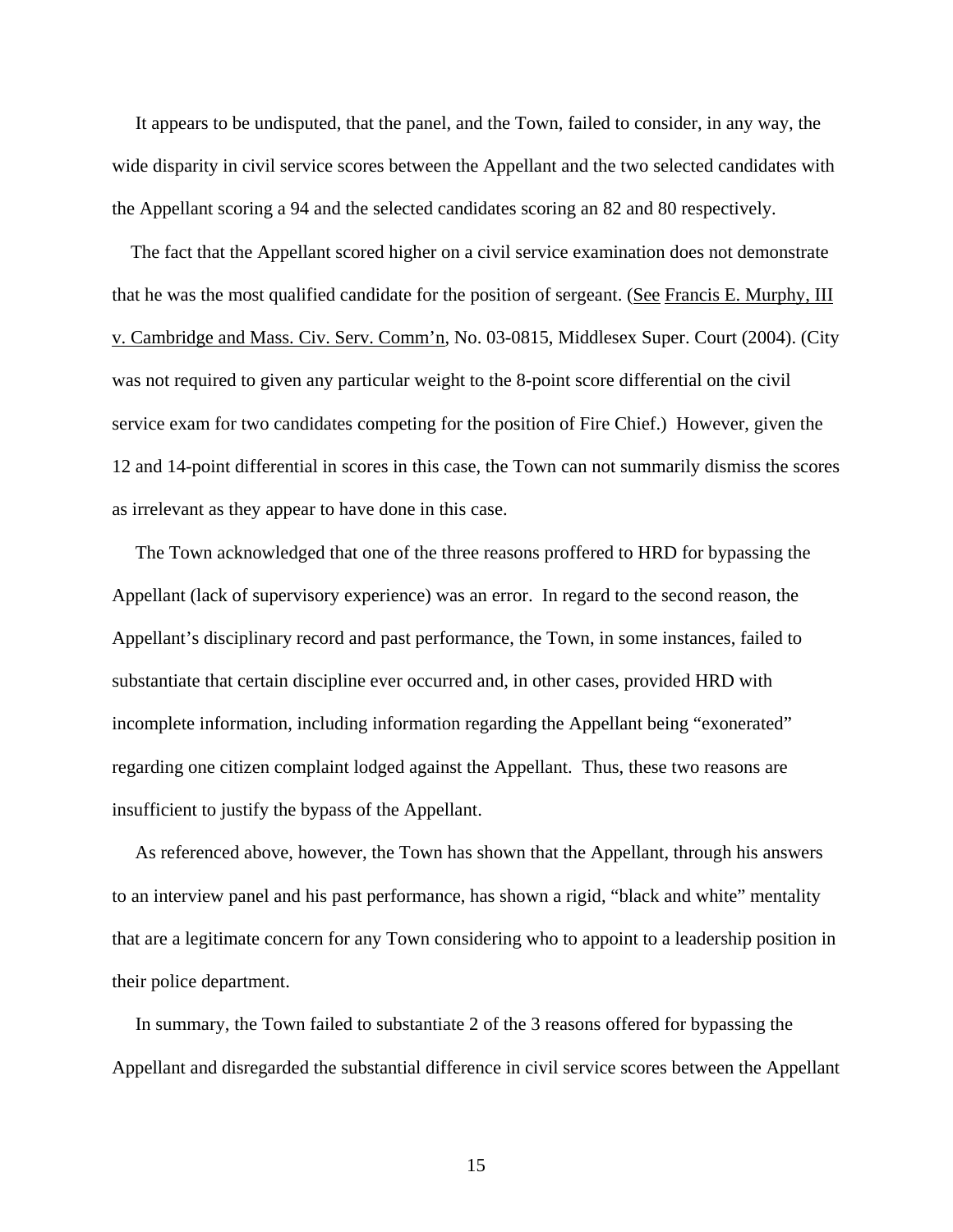It appears to be undisputed, that the panel, and the Town, failed to consider, in any way, the wide disparity in civil service scores between the Appellant and the two selected candidates with the Appellant scoring a 94 and the selected candidates scoring an 82 and 80 respectively.

The fact that the Appellant scored higher on a civil service examination does not demonstrate that he was the most qualified candidate for the position of sergeant. (See Francis E. Murphy, III v. Cambridge and Mass. Civ. Serv. Comm'n, No. 03-0815, Middlesex Super. Court (2004). (City was not required to given any particular weight to the 8-point score differential on the civil service exam for two candidates competing for the position of Fire Chief.) However, given the 12 and 14-point differential in scores in this case, the Town can not summarily dismiss the scores as irrelevant as they appear to have done in this case.

The Town acknowledged that one of the three reasons proffered to HRD for bypassing the Appellant (lack of supervisory experience) was an error. In regard to the second reason, the Appellant's disciplinary record and past performance, the Town, in some instances, failed to substantiate that certain discipline ever occurred and, in other cases, provided HRD with incomplete information, including information regarding the Appellant being "exonerated" regarding one citizen complaint lodged against the Appellant. Thus, these two reasons are insufficient to justify the bypass of the Appellant.

As referenced above, however, the Town has shown that the Appellant, through his answers to an interview panel and his past performance, has shown a rigid, "black and white" mentality that are a legitimate concern for any Town considering who to appoint to a leadership position in their police department.

In summary, the Town failed to substantiate 2 of the 3 reasons offered for bypassing the Appellant and disregarded the substantial difference in civil service scores between the Appellant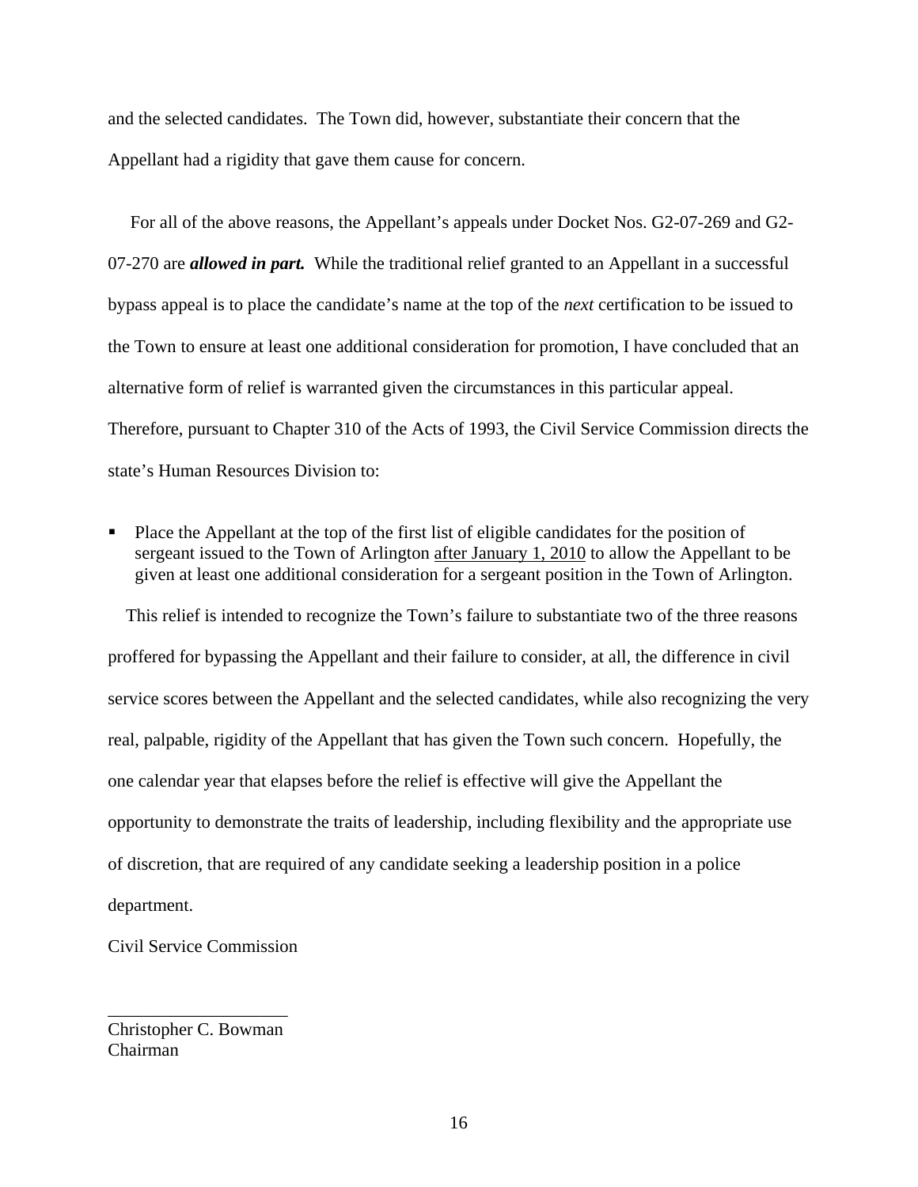and the selected candidates. The Town did, however, substantiate their concern that the Appellant had a rigidity that gave them cause for concern.

For all of the above reasons, the Appellant's appeals under Docket Nos. G2-07-269 and G2-07-270 are ***allowed in part.*** While the traditional relief granted to an Appellant in a successful bypass appeal is to place the candidate's name at the top of the *next* certification to be issued to the Town to ensure at least one additional consideration for promotion, I have concluded that an alternative form of relief is warranted given the circumstances in this particular appeal. Therefore, pursuant to Chapter 310 of the Acts of 1993, the Civil Service Commission directs the state's Human Resources Division to:

- Place the Appellant at the top of the first list of eligible candidates for the position of sergeant issued to the Town of Arlington <u>after January 1, 2010</u> to allow the Appellant to be given at least one additional consideration for a sergeant position in the Town of Arlington.

This relief is intended to recognize the Town's failure to substantiate two of the three reasons proffered for bypassing the Appellant and their failure to consider, at all, the difference in civil service scores between the Appellant and the selected candidates, while also recognizing the very real, palpable, rigidity of the Appellant that has given the Town such concern. Hopefully, the one calendar year that elapses before the relief is effective will give the Appellant the opportunity to demonstrate the traits of leadership, including flexibility and the appropriate use of discretion, that are required of any candidate seeking a leadership position in a police department.

Civil Service Commission

\_\_\_\_\_\_\_\_\_\_\_\_\_\_\_\_\_\_\_\_
Christopher C. Bowman
Chairman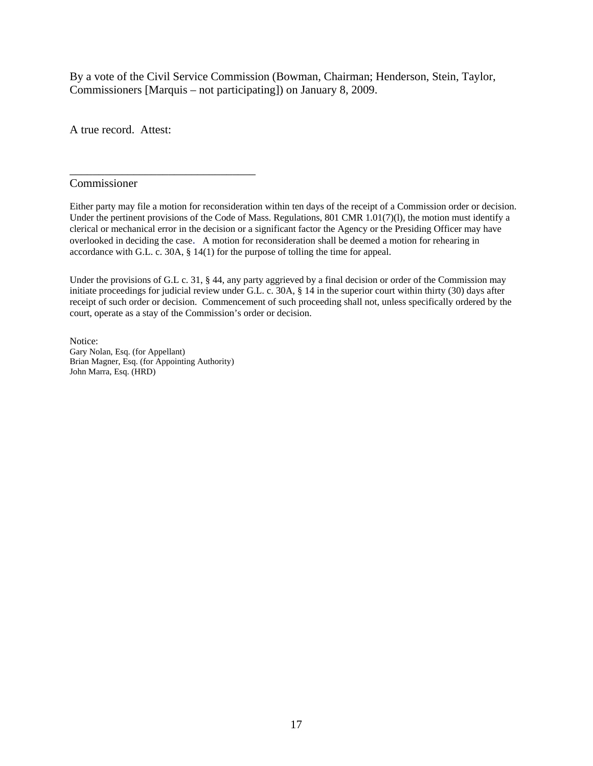By a vote of the Civil Service Commission (Bowman, Chairman; Henderson, Stein, Taylor, Commissioners [Marquis – not participating]) on January 8, 2009.

A true record. Attest:

\_\_\_\_\_\_\_\_\_\_\_\_\_\_\_\_\_\_\_\_\_\_\_\_\_\_\_\_\_\_\_\_\_

Commissioner

Either party may file a motion for reconsideration within ten days of the receipt of a Commission order or decision. Under the pertinent provisions of the Code of Mass. Regulations, 801 CMR 1.01(7)(l), the motion must identify a clerical or mechanical error in the decision or a significant factor the Agency or the Presiding Officer may have overlooked in deciding the case. A motion for reconsideration shall be deemed a motion for rehearing in accordance with G.L. c. 30A, § 14(1) for the purpose of tolling the time for appeal.

Under the provisions of G.L c. 31, § 44, any party aggrieved by a final decision or order of the Commission may initiate proceedings for judicial review under G.L. c. 30A, § 14 in the superior court within thirty (30) days after receipt of such order or decision. Commencement of such proceeding shall not, unless specifically ordered by the court, operate as a stay of the Commission's order or decision.

Notice:
Gary Nolan, Esq. (for Appellant)
Brian Magner, Esq. (for Appointing Authority)
John Marra, Esq. (HRD)